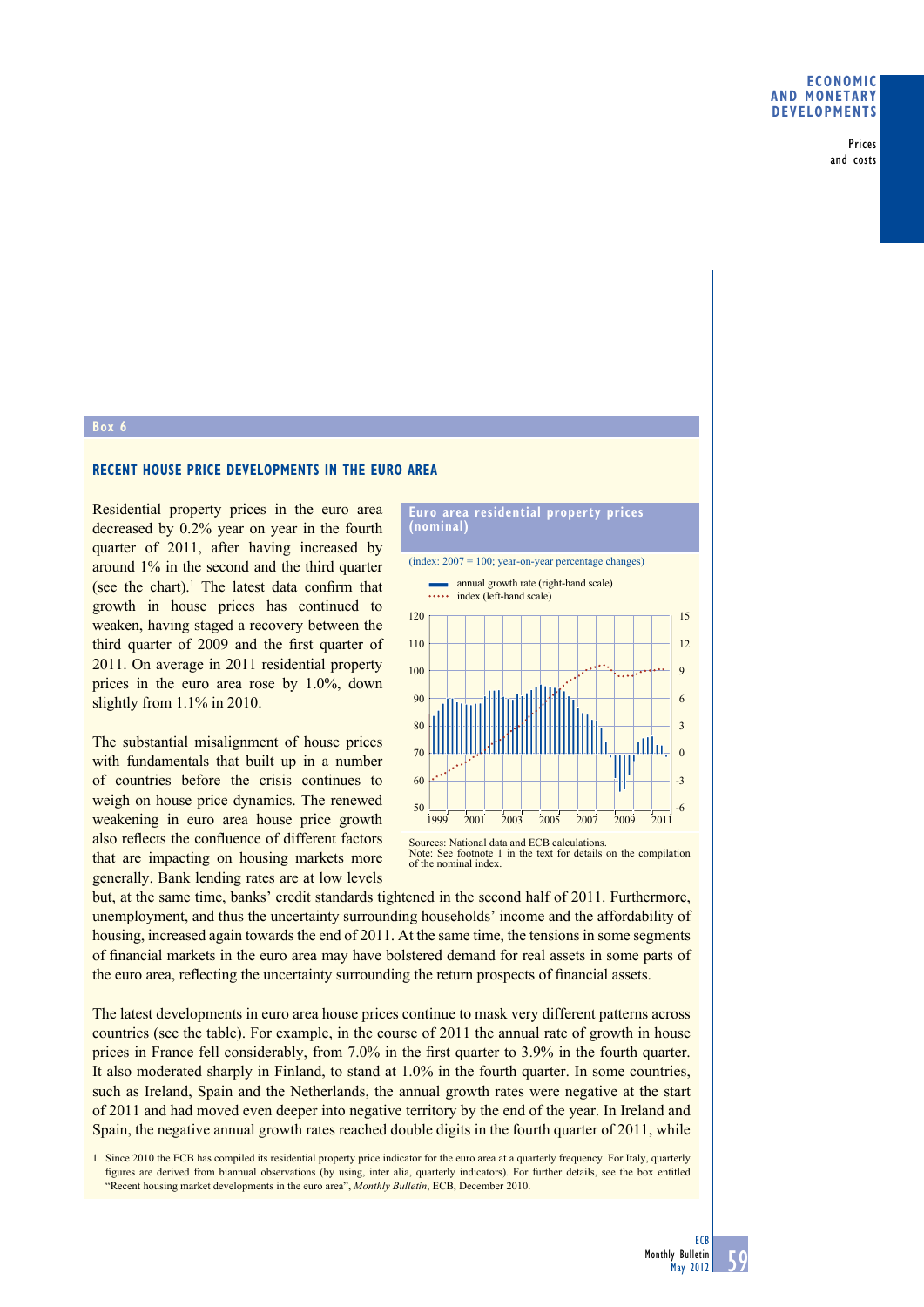**Box 6**

## RECENT HOUSE PRICE DEVELOPMENTS IN THE EURO AREA

Residential property prices in the euro area decreased by 0.2% year on year in the fourth quarter of 2011, after having increased by around 1% in the second and the third quarter (see the chart).[1] The latest data confirm that growth in house prices has continued to weaken, having staged a recovery between the third quarter of 2009 and the first quarter of 2011. On average in 2011 residential property prices in the euro area rose by 1.0%, down slightly from 1.1% in 2010.

**Euro area residential property prices (nominal)**

(index: 2007 = 100; year-on-year percentage changes)

Sources: National data and ECB calculations.
Note: See footnote 1 in the text for details on the compilation of the nominal index.

The substantial misalignment of house prices with fundamentals that built up in a number of countries before the crisis continues to weigh on house price dynamics. The renewed weakening in euro area house price growth also reflects the confluence of different factors that are impacting on housing markets more generally. Bank lending rates are at low levels but, at the same time, banks' credit standards tightened in the second half of 2011. Furthermore, unemployment, and thus the uncertainty surrounding households' income and the affordability of housing, increased again towards the end of 2011. At the same time, the tensions in some segments of financial markets in the euro area may have bolstered demand for real assets in some parts of the euro area, reflecting the uncertainty surrounding the return prospects of financial assets.

The latest developments in euro area house prices continue to mask very different patterns across countries (see the table). For example, in the course of 2011 the annual rate of growth in house prices in France fell considerably, from 7.0% in the first quarter to 3.9% in the fourth quarter. It also moderated sharply in Finland, to stand at 1.0% in the fourth quarter. In some countries, such as Ireland, Spain and the Netherlands, the annual growth rates were negative at the start of 2011 and had moved even deeper into negative territory by the end of the year. In Ireland and Spain, the negative annual growth rates reached double digits in the fourth quarter of 2011, while

1 Since 2010 the ECB has compiled its residential property price indicator for the euro area at a quarterly frequency. For Italy, quarterly figures are derived from biannual observations (by using, inter alia, quarterly indicators). For further details, see the box entitled "Recent housing market developments in the euro area", *Monthly Bulletin*, ECB, December 2010.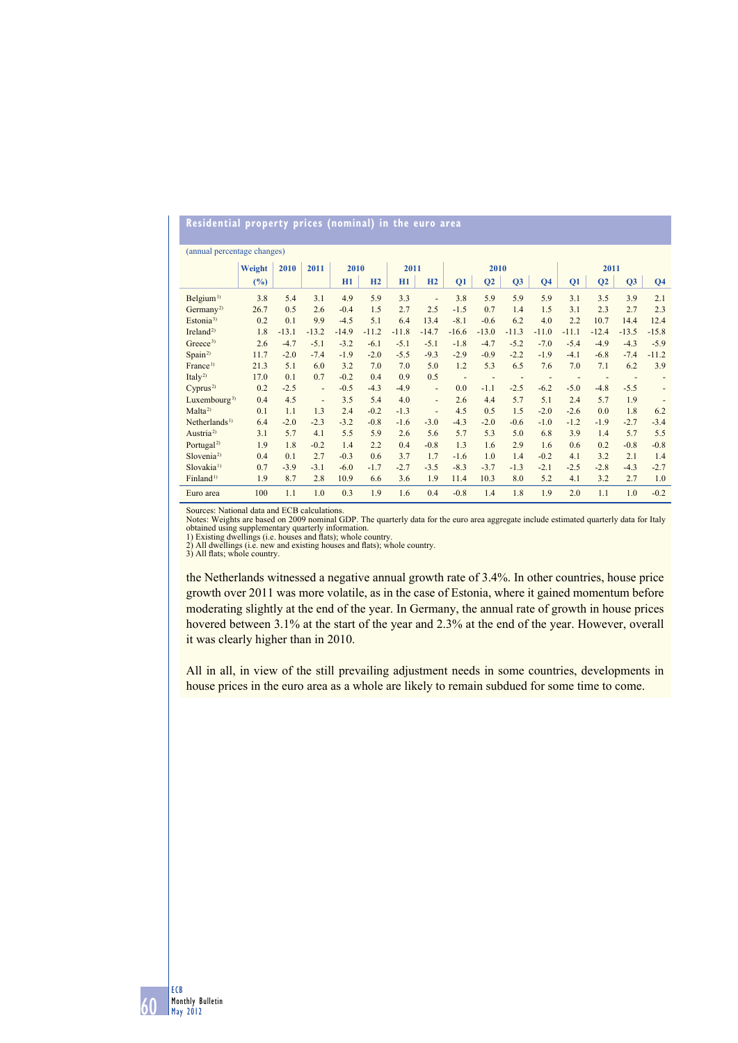**Residential property prices (nominal) in the euro area**

(annual percentage changes)

| | Weight (%) | 2010 | 2011 | 2010 | | 2011 | | 2010 | | | | 2011 | | | |
|---|---|---|---|---|---|---|---|---|---|---|---|---|---|---|---|
| | | | | H1 | H2 | H1 | H2 | Q1 | Q2 | Q3 | Q4 | Q1 | Q2 | Q3 | Q4 |
| Belgium[1] | 3.8 | 5.4 | 3.1 | 4.9 | 5.9 | 3.3 | - | 3.8 | 5.9 | 5.9 | 5.9 | 3.1 | 3.5 | 3.9 | 2.1 |
| Germany[2] | 26.7 | 0.5 | 2.6 | -0.4 | 1.5 | 2.7 | 2.5 | -1.5 | 0.7 | 1.4 | 1.5 | 3.1 | 2.3 | 2.7 | 2.3 |
| Estonia[3] | 0.2 | 0.1 | 9.9 | -4.5 | 5.1 | 6.4 | 13.4 | -8.1 | -0.6 | 6.2 | 4.0 | 2.2 | 10.7 | 14.4 | 12.4 |
| Ireland[2] | 1.8 | -13.1 | -13.2 | -14.9 | -11.2 | -11.8 | -14.7 | -16.6 | -13.0 | -11.3 | -11.0 | -11.1 | -12.4 | -13.5 | -15.8 |
| Greece[3] | 2.6 | -4.7 | -5.1 | -3.2 | -6.1 | -5.1 | -5.1 | -1.8 | -4.7 | -5.2 | -7.0 | -5.4 | -4.9 | -4.3 | -5.9 |
| Spain[2] | 11.7 | -2.0 | -7.4 | -1.9 | -2.0 | -5.5 | -9.3 | -2.9 | -0.9 | -2.2 | -1.9 | -4.1 | -6.8 | -7.4 | -11.2 |
| France[1] | 21.3 | 5.1 | 6.0 | 3.2 | 7.0 | 7.0 | 5.0 | 1.2 | 5.3 | 6.5 | 7.6 | 7.0 | 7.1 | 6.2 | 3.9 |
| Italy[2] | 17.0 | 0.1 | 0.7 | -0.2 | 0.4 | 0.9 | 0.5 | - | - | - | - | - | - | - | - |
| Cyprus[2] | 0.2 | -2.5 | - | -0.5 | -4.3 | -4.9 | - | 0.0 | -1.1 | -2.5 | -6.2 | -5.0 | -4.8 | -5.5 | - |
| Luxembourg[3] | 0.4 | 4.5 | - | 3.5 | 5.4 | 4.0 | - | 2.6 | 4.4 | 5.7 | 5.1 | 2.4 | 5.7 | 1.9 | - |
| Malta[2] | 0.1 | 1.1 | 1.3 | 2.4 | -0.2 | -1.3 | - | 4.5 | 0.5 | 1.5 | -2.0 | -2.6 | 0.0 | 1.8 | 6.2 |
| Netherlands[1] | 6.4 | -2.0 | -2.3 | -3.2 | -0.8 | -1.6 | -3.0 | -4.3 | -2.0 | -0.6 | -1.0 | -1.2 | -1.9 | -2.7 | -3.4 |
| Austria[2] | 3.1 | 5.7 | 4.1 | 5.5 | 5.9 | 2.6 | 5.6 | 5.7 | 5.3 | 5.0 | 6.8 | 3.9 | 1.4 | 5.7 | 5.5 |
| Portugal[2] | 1.9 | 1.8 | -0.2 | 1.4 | 2.2 | 0.4 | -0.8 | 1.3 | 1.6 | 2.9 | 1.6 | 0.6 | 0.2 | -0.8 | -0.8 |
| Slovenia[2] | 0.4 | 0.1 | 2.7 | -0.3 | 0.6 | 3.7 | 1.7 | -1.6 | 1.0 | 1.4 | -0.2 | 4.1 | 3.2 | 2.1 | 1.4 |
| Slovakia[1] | 0.7 | -3.9 | -3.1 | -6.0 | -1.7 | -2.7 | -3.5 | -8.3 | -3.7 | -1.3 | -2.1 | -2.5 | -2.8 | -4.3 | -2.7 |
| Finland[1] | 1.9 | 8.7 | 2.8 | 10.9 | 6.6 | 3.6 | 1.9 | 11.4 | 10.3 | 8.0 | 5.2 | 4.1 | 3.2 | 2.7 | 1.0 |
| Euro area | 100 | 1.1 | 1.0 | 0.3 | 1.9 | 1.6 | 0.4 | -0.8 | 1.4 | 1.8 | 1.9 | 2.0 | 1.1 | 1.0 | -0.2 |

Sources: National data and ECB calculations.
Notes: Weights are based on 2009 nominal GDP. The quarterly data for the euro area aggregate include estimated quarterly data for Italy obtained using supplementary quarterly information.
1) Existing dwellings (i.e. houses and flats); whole country.
2) All dwellings (i.e. new and existing houses and flats); whole country.
3) All flats; whole country.

the Netherlands witnessed a negative annual growth rate of 3.4%. In other countries, house price growth over 2011 was more volatile, as in the case of Estonia, where it gained momentum before moderating slightly at the end of the year. In Germany, the annual rate of growth in house prices hovered between 3.1% at the start of the year and 2.3% at the end of the year. However, overall it was clearly higher than in 2010.

All in all, in view of the still prevailing adjustment needs in some countries, developments in house prices in the euro area as a whole are likely to remain subdued for some time to come.